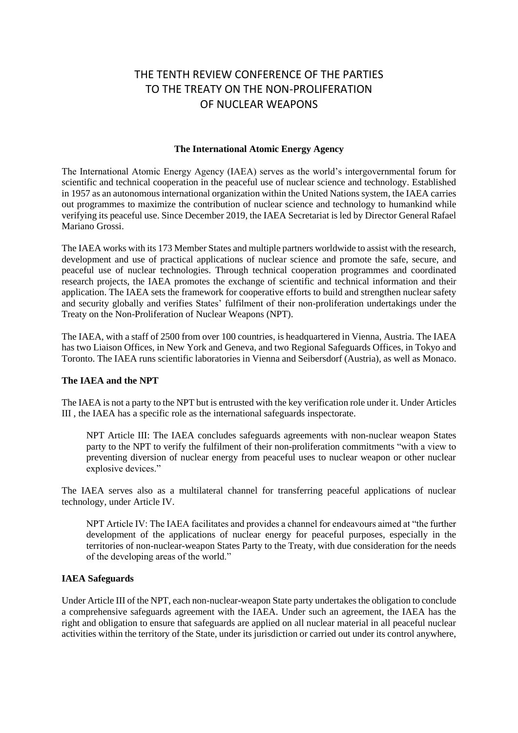# THE TENTH REVIEW CONFERENCE OF THE PARTIES TO THE TREATY ON THE NON-PROLIFERATION OF NUCLEAR WEAPONS

## The International Atomic Energy Agency

The International Atomic Energy Agency (IAEA) serves as the world's intergovernmental forum for scientific and technical cooperation in the peaceful use of nuclear science and technology. Established in 1957 as an autonomous international organization within the United Nations system, the IAEA carries out programmes to maximize the contribution of nuclear science and technology to humankind while verifying its peaceful use. Since December 2019, the IAEA Secretariat is led by Director General Rafael Mariano Grossi.

The IAEA works with its 173 Member States and multiple partners worldwide to assist with the research, development and use of practical applications of nuclear science and promote the safe, secure, and peaceful use of nuclear technologies. Through technical cooperation programmes and coordinated research projects, the IAEA promotes the exchange of scientific and technical information and their application. The IAEA sets the framework for cooperative efforts to build and strengthen nuclear safety and security globally and verifies States' fulfilment of their non-proliferation undertakings under the Treaty on the Non-Proliferation of Nuclear Weapons (NPT).

The IAEA, with a staff of 2500 from over 100 countries, is headquartered in Vienna, Austria. The IAEA has two Liaison Offices, in New York and Geneva, and two Regional Safeguards Offices, in Tokyo and Toronto. The IAEA runs scientific laboratories in Vienna and Seibersdorf (Austria), as well as Monaco.

### The IAEA and the NPT

The IAEA is not a party to the NPT but is entrusted with the key verification role under it. Under Articles III , the IAEA has a specific role as the international safeguards inspectorate.

> NPT Article III: The IAEA concludes safeguards agreements with non-nuclear weapon States party to the NPT to verify the fulfilment of their non-proliferation commitments "with a view to preventing diversion of nuclear energy from peaceful uses to nuclear weapon or other nuclear explosive devices."

The IAEA serves also as a multilateral channel for transferring peaceful applications of nuclear technology, under Article IV.

> NPT Article IV: The IAEA facilitates and provides a channel for endeavours aimed at "the further development of the applications of nuclear energy for peaceful purposes, especially in the territories of non-nuclear-weapon States Party to the Treaty, with due consideration for the needs of the developing areas of the world."

### IAEA Safeguards

Under Article III of the NPT, each non-nuclear-weapon State party undertakes the obligation to conclude a comprehensive safeguards agreement with the IAEA. Under such an agreement, the IAEA has the right and obligation to ensure that safeguards are applied on all nuclear material in all peaceful nuclear activities within the territory of the State, under its jurisdiction or carried out under its control anywhere,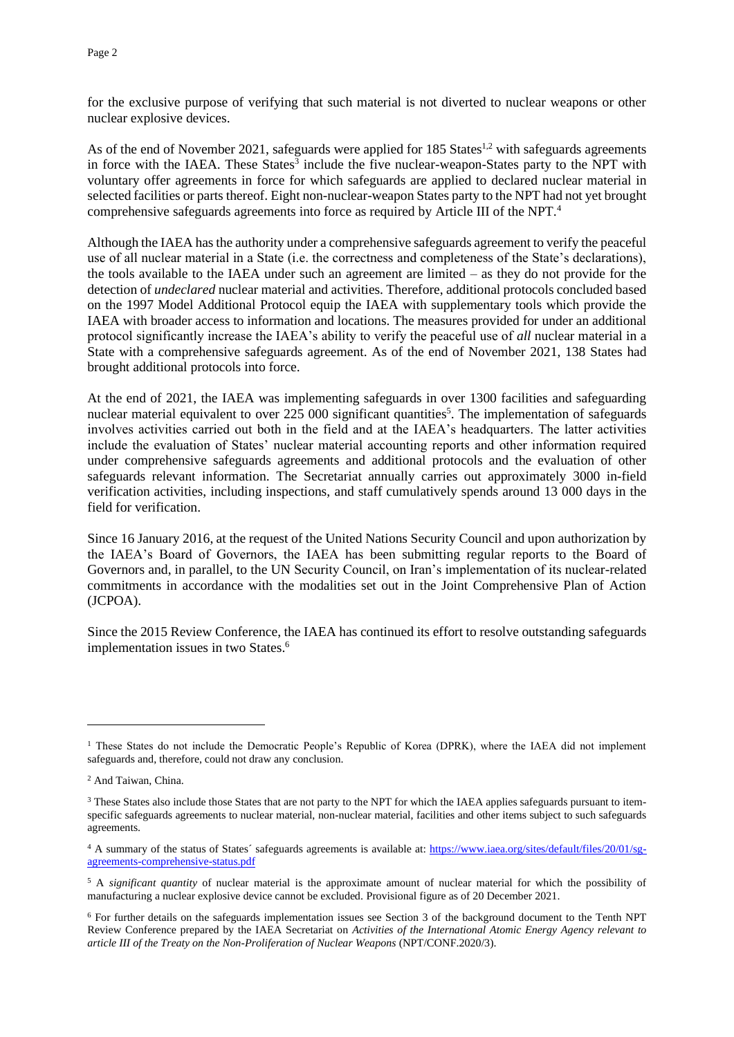for the exclusive purpose of verifying that such material is not diverted to nuclear weapons or other nuclear explosive devices.

As of the end of November 2021, safeguards were applied for 185 States[1,2] with safeguards agreements in force with the IAEA. These States[3] include the five nuclear-weapon-States party to the NPT with voluntary offer agreements in force for which safeguards are applied to declared nuclear material in selected facilities or parts thereof. Eight non-nuclear-weapon States party to the NPT had not yet brought comprehensive safeguards agreements into force as required by Article III of the NPT.[4]

Although the IAEA has the authority under a comprehensive safeguards agreement to verify the peaceful use of all nuclear material in a State (i.e. the correctness and completeness of the State's declarations), the tools available to the IAEA under such an agreement are limited – as they do not provide for the detection of *undeclared* nuclear material and activities. Therefore, additional protocols concluded based on the 1997 Model Additional Protocol equip the IAEA with supplementary tools which provide the IAEA with broader access to information and locations. The measures provided for under an additional protocol significantly increase the IAEA's ability to verify the peaceful use of *all* nuclear material in a State with a comprehensive safeguards agreement. As of the end of November 2021, 138 States had brought additional protocols into force.

At the end of 2021, the IAEA was implementing safeguards in over 1300 facilities and safeguarding nuclear material equivalent to over 225 000 significant quantities[5]. The implementation of safeguards involves activities carried out both in the field and at the IAEA's headquarters. The latter activities include the evaluation of States' nuclear material accounting reports and other information required under comprehensive safeguards agreements and additional protocols and the evaluation of other safeguards relevant information. The Secretariat annually carries out approximately 3000 in-field verification activities, including inspections, and staff cumulatively spends around 13 000 days in the field for verification.

Since 16 January 2016, at the request of the United Nations Security Council and upon authorization by the IAEA's Board of Governors, the IAEA has been submitting regular reports to the Board of Governors and, in parallel, to the UN Security Council, on Iran's implementation of its nuclear-related commitments in accordance with the modalities set out in the Joint Comprehensive Plan of Action (JCPOA).

Since the 2015 Review Conference, the IAEA has continued its effort to resolve outstanding safeguards implementation issues in two States.[6]

---

[1] These States do not include the Democratic People's Republic of Korea (DPRK), where the IAEA did not implement safeguards and, therefore, could not draw any conclusion.

[2] And Taiwan, China.

[3] These States also include those States that are not party to the NPT for which the IAEA applies safeguards pursuant to item-specific safeguards agreements to nuclear material, non-nuclear material, facilities and other items subject to such safeguards agreements.

[4] A summary of the status of States´ safeguards agreements is available at: https://www.iaea.org/sites/default/files/20/01/sg-agreements-comprehensive-status.pdf

[5] A *significant quantity* of nuclear material is the approximate amount of nuclear material for which the possibility of manufacturing a nuclear explosive device cannot be excluded. Provisional figure as of 20 December 2021.

[6] For further details on the safeguards implementation issues see Section 3 of the background document to the Tenth NPT Review Conference prepared by the IAEA Secretariat on *Activities of the International Atomic Energy Agency relevant to article III of the Treaty on the Non-Proliferation of Nuclear Weapons* (NPT/CONF.2020/3).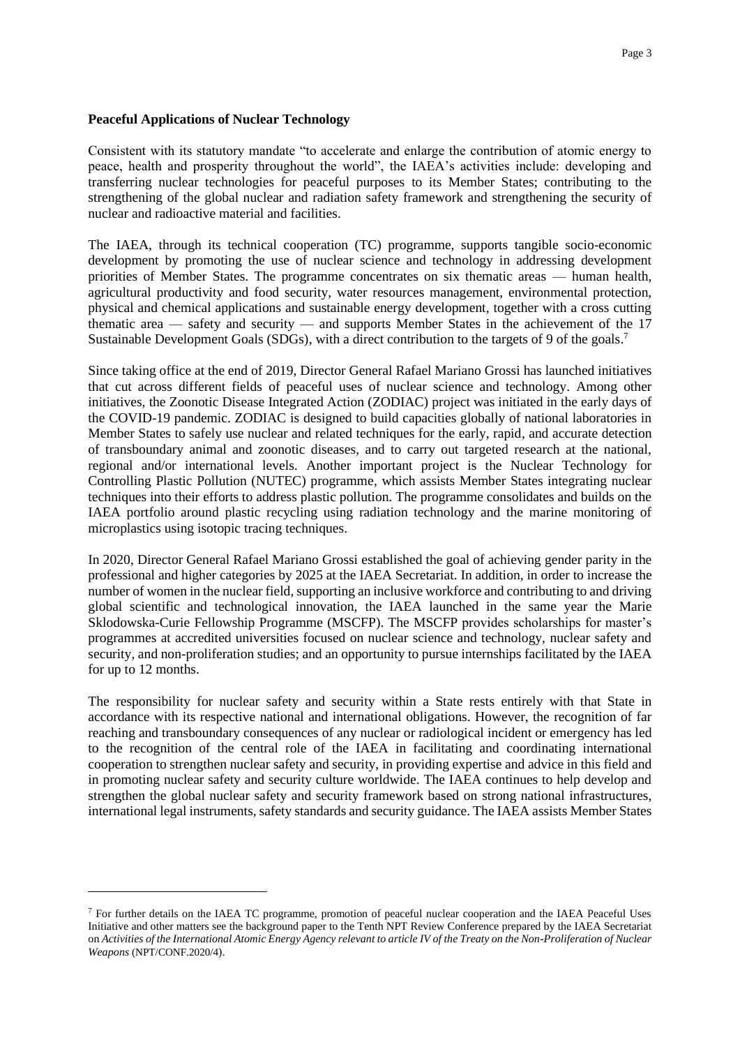**Peaceful Applications of Nuclear Technology**

Consistent with its statutory mandate "to accelerate and enlarge the contribution of atomic energy to peace, health and prosperity throughout the world", the IAEA's activities include: developing and transferring nuclear technologies for peaceful purposes to its Member States; contributing to the strengthening of the global nuclear and radiation safety framework and strengthening the security of nuclear and radioactive material and facilities.

The IAEA, through its technical cooperation (TC) programme, supports tangible socio-economic development by promoting the use of nuclear science and technology in addressing development priorities of Member States. The programme concentrates on six thematic areas — human health, agricultural productivity and food security, water resources management, environmental protection, physical and chemical applications and sustainable energy development, together with a cross cutting thematic area — safety and security — and supports Member States in the achievement of the 17 Sustainable Development Goals (SDGs), with a direct contribution to the targets of 9 of the goals.[7]

Since taking office at the end of 2019, Director General Rafael Mariano Grossi has launched initiatives that cut across different fields of peaceful uses of nuclear science and technology. Among other initiatives, the Zoonotic Disease Integrated Action (ZODIAC) project was initiated in the early days of the COVID-19 pandemic. ZODIAC is designed to build capacities globally of national laboratories in Member States to safely use nuclear and related techniques for the early, rapid, and accurate detection of transboundary animal and zoonotic diseases, and to carry out targeted research at the national, regional and/or international levels. Another important project is the Nuclear Technology for Controlling Plastic Pollution (NUTEC) programme, which assists Member States integrating nuclear techniques into their efforts to address plastic pollution. The programme consolidates and builds on the IAEA portfolio around plastic recycling using radiation technology and the marine monitoring of microplastics using isotopic tracing techniques.

In 2020, Director General Rafael Mariano Grossi established the goal of achieving gender parity in the professional and higher categories by 2025 at the IAEA Secretariat. In addition, in order to increase the number of women in the nuclear field, supporting an inclusive workforce and contributing to and driving global scientific and technological innovation, the IAEA launched in the same year the Marie Sklodowska-Curie Fellowship Programme (MSCFP). The MSCFP provides scholarships for master's programmes at accredited universities focused on nuclear science and technology, nuclear safety and security, and non-proliferation studies; and an opportunity to pursue internships facilitated by the IAEA for up to 12 months.

The responsibility for nuclear safety and security within a State rests entirely with that State in accordance with its respective national and international obligations. However, the recognition of far reaching and transboundary consequences of any nuclear or radiological incident or emergency has led to the recognition of the central role of the IAEA in facilitating and coordinating international cooperation to strengthen nuclear safety and security, in providing expertise and advice in this field and in promoting nuclear safety and security culture worldwide. The IAEA continues to help develop and strengthen the global nuclear safety and security framework based on strong national infrastructures, international legal instruments, safety standards and security guidance. The IAEA assists Member States

---

[7] For further details on the IAEA TC programme, promotion of peaceful nuclear cooperation and the IAEA Peaceful Uses Initiative and other matters see the background paper to the Tenth NPT Review Conference prepared by the IAEA Secretariat on *Activities of the International Atomic Energy Agency relevant to article IV of the Treaty on the Non-Proliferation of Nuclear Weapons* (NPT/CONF.2020/4).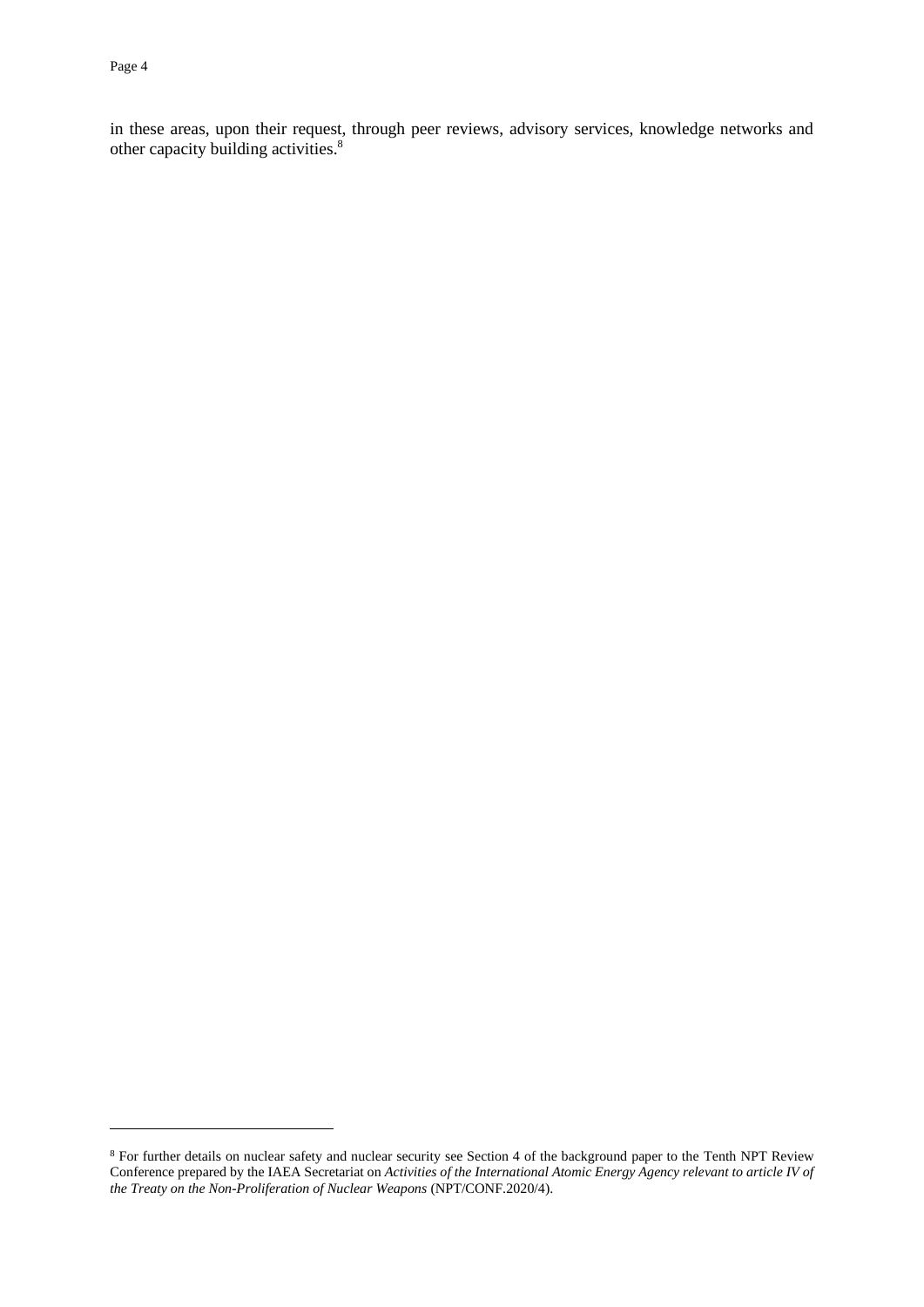in these areas, upon their request, through peer reviews, advisory services, knowledge networks and other capacity building activities.[8]

---

[8] For further details on nuclear safety and nuclear security see Section 4 of the background paper to the Tenth NPT Review Conference prepared by the IAEA Secretariat on *Activities of the International Atomic Energy Agency relevant to article IV of the Treaty on the Non-Proliferation of Nuclear Weapons* (NPT/CONF.2020/4).